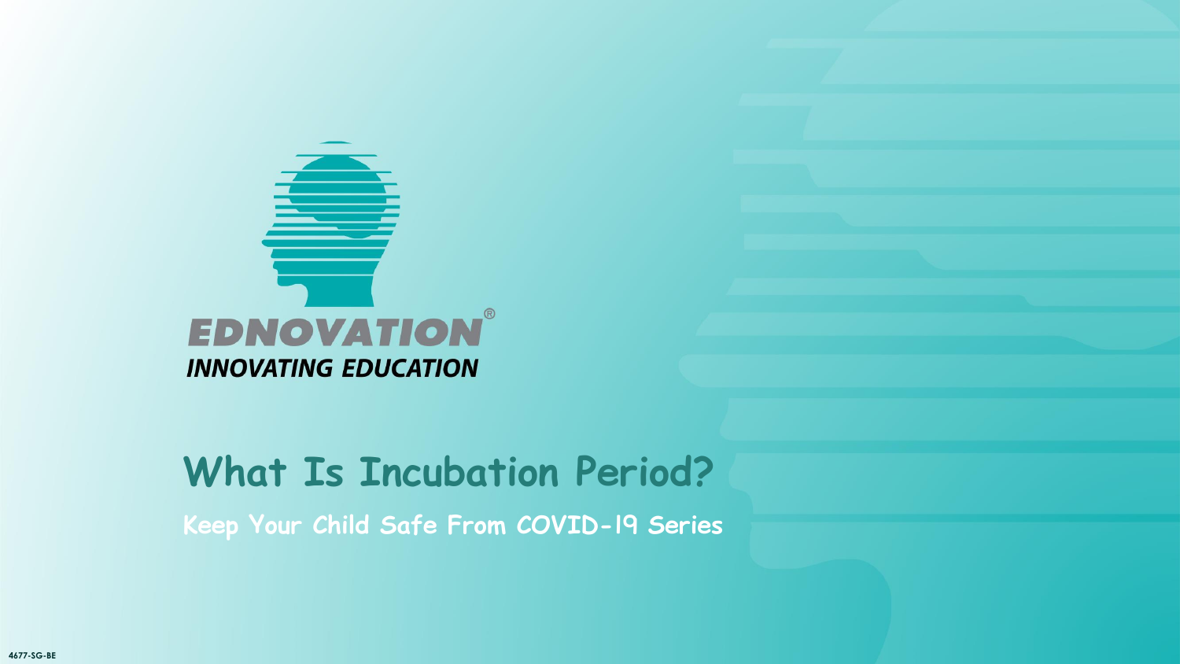EDNOVATION®

INNOVATING EDUCATION

# What Is Incubation Period?

Keep Your Child Safe From COVID-19 Series

4677-SG-BE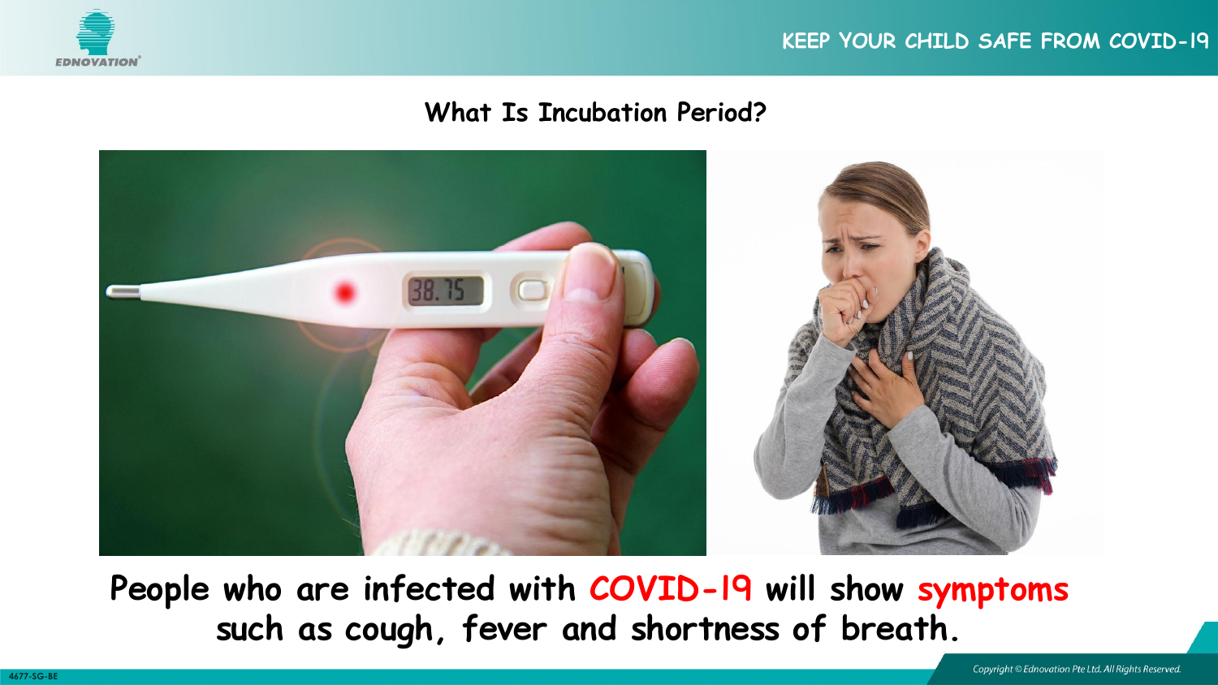## What Is Incubation Period?

**People who are infected with COVID-19 will show symptoms such as cough, fever and shortness of breath.**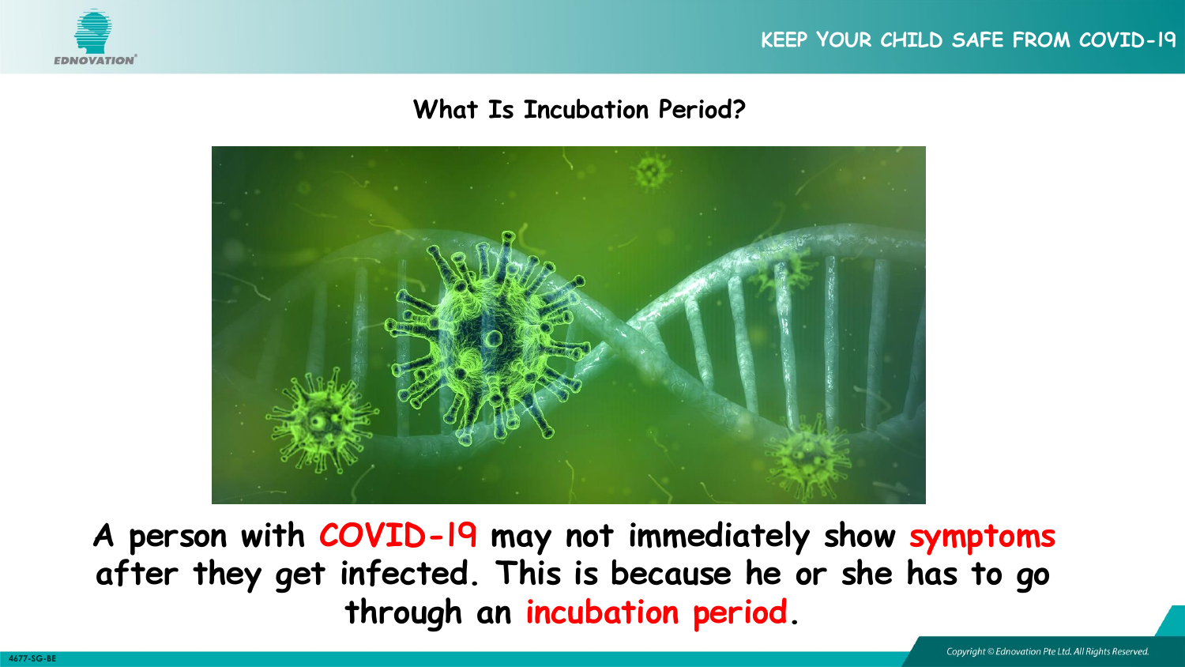## What Is Incubation Period?

**A person with COVID-19 may not immediately show symptoms after they get infected. This is because he or she has to go through an incubation period.**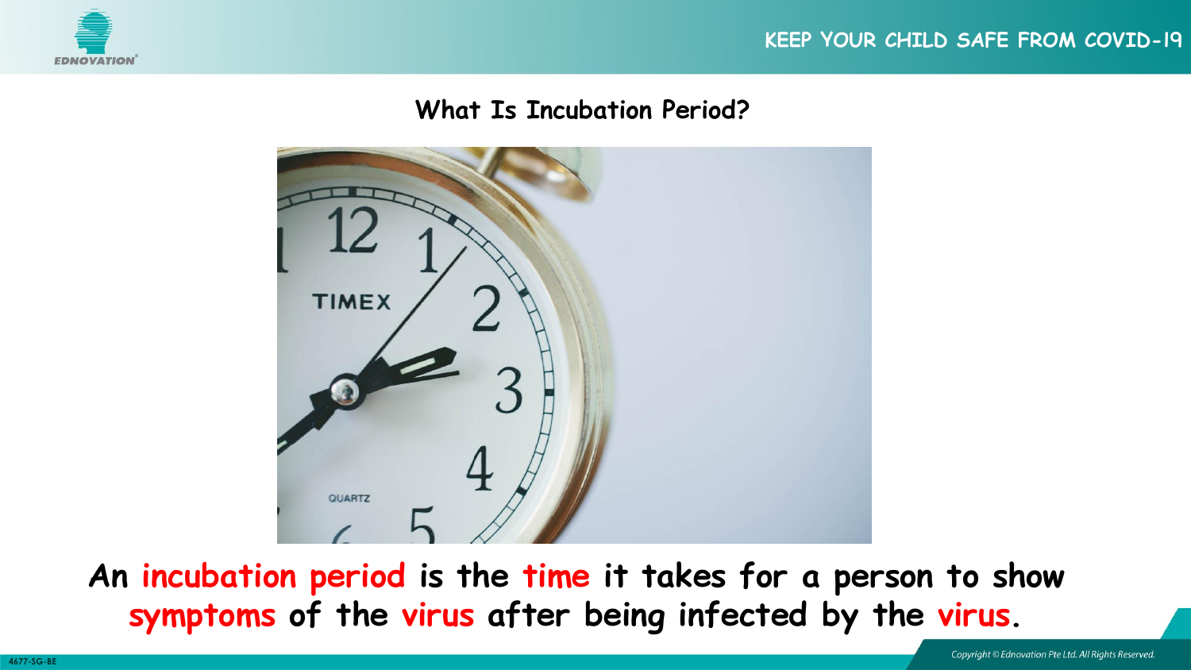## What Is Incubation Period?

**An incubation period is the time it takes for a person to show symptoms of the virus after being infected by the virus.**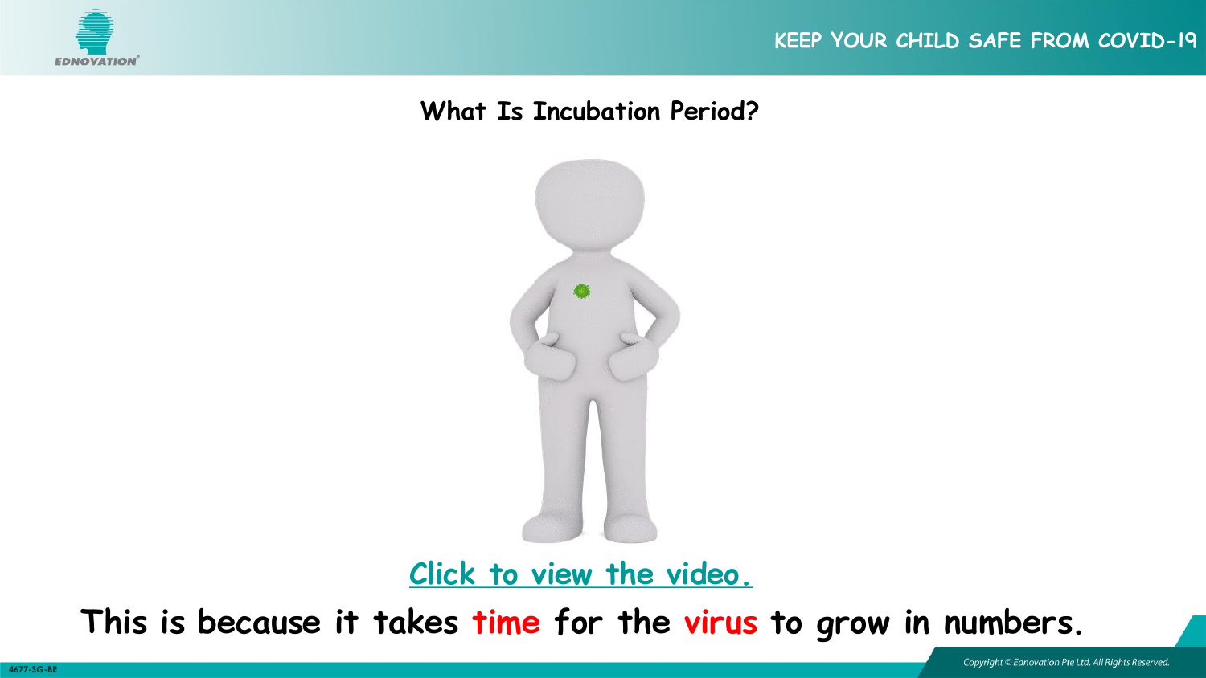## What Is Incubation Period?

Click to view the video.

**This is because it takes time for the virus to grow in numbers.**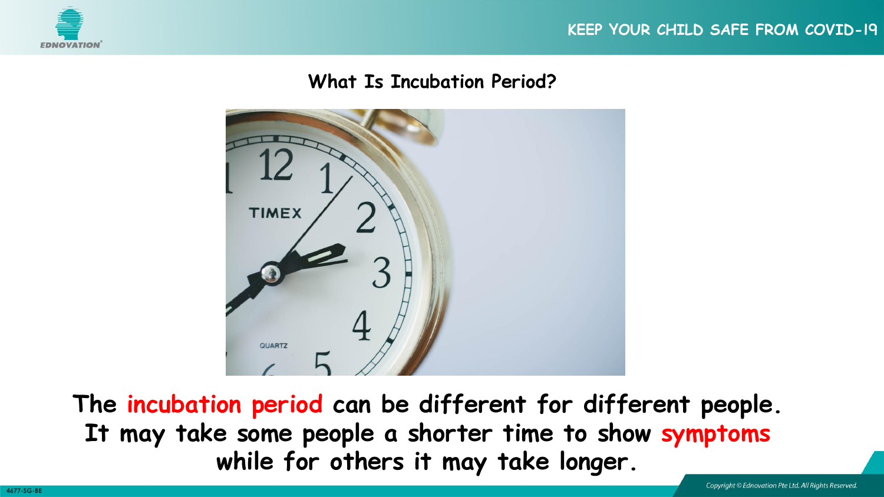## What Is Incubation Period?

**The incubation period can be different for different people. It may take some people a shorter time to show symptoms while for others it may take longer.**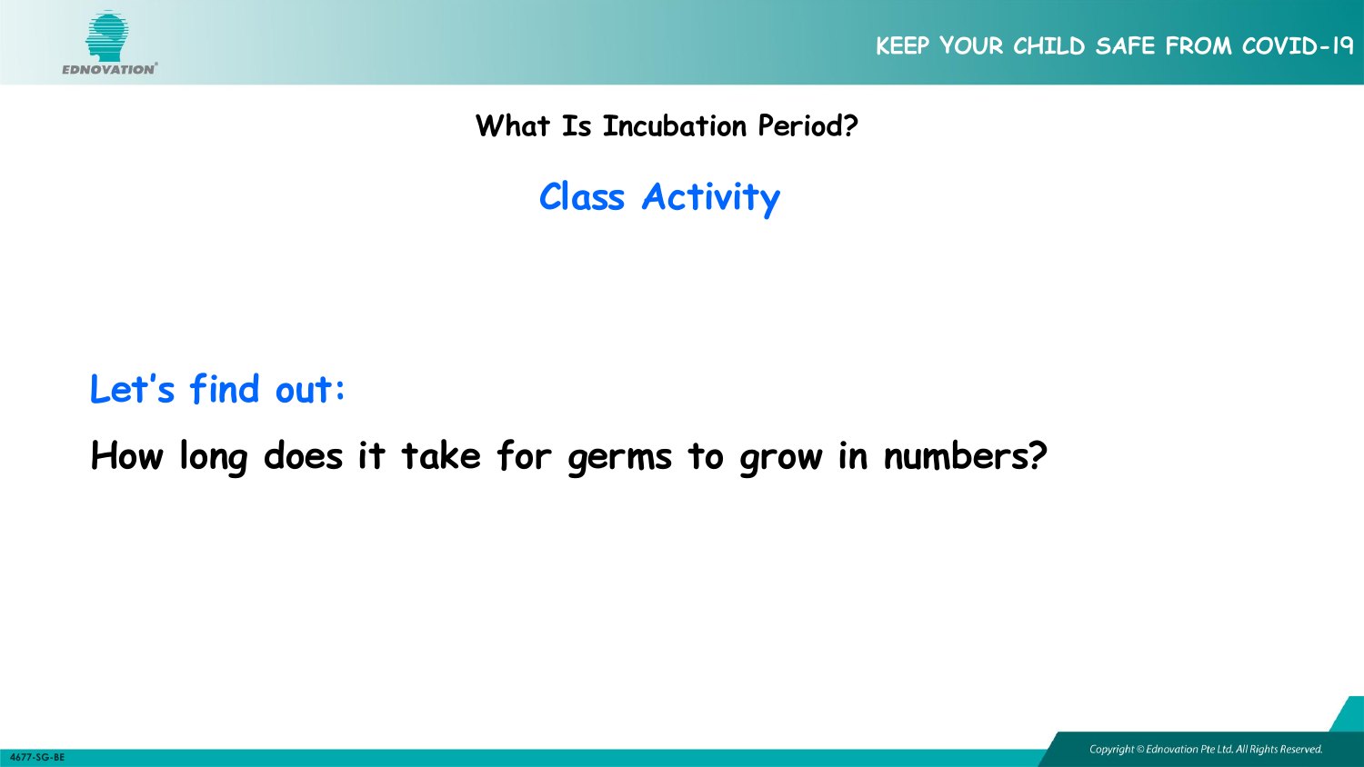## What Is Incubation Period?

### Class Activity

**Let's find out:**

**How long does it take for germs to grow in numbers?**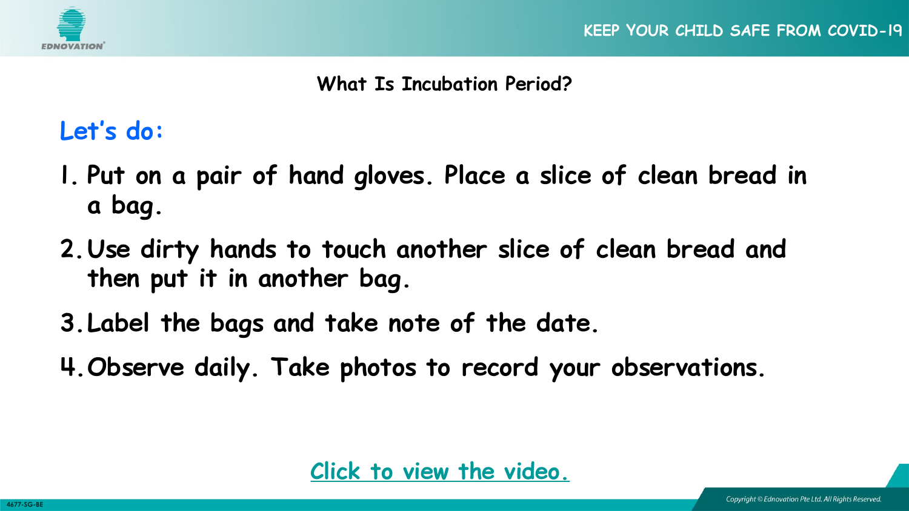## What Is Incubation Period?

### Let's do:

1. Put on a pair of hand gloves. Place a slice of clean bread in a bag.
2. Use dirty hands to touch another slice of clean bread and then put it in another bag.
3. Label the bags and take note of the date.
4. Observe daily. Take photos to record your observations.

Click to view the video.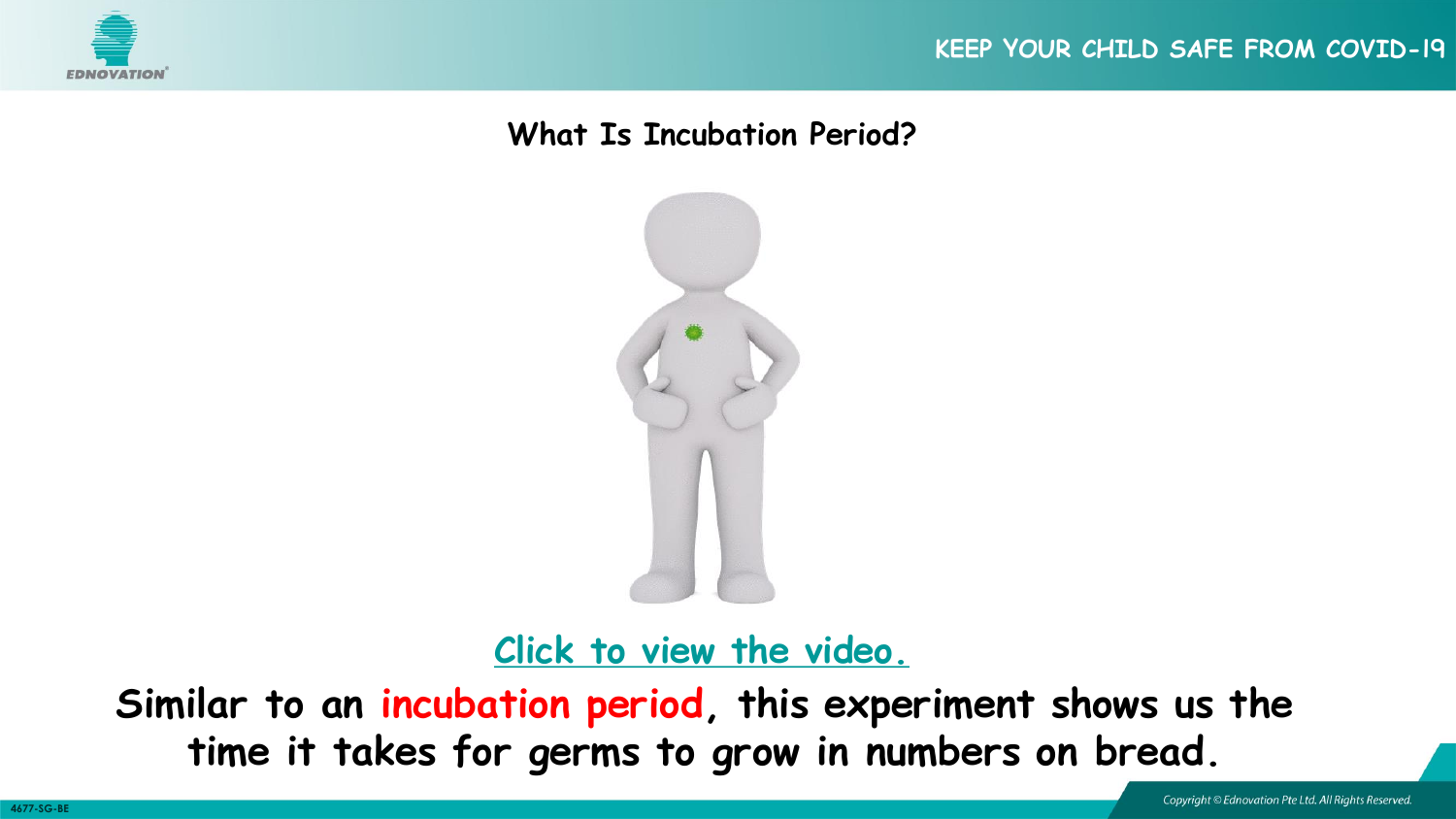## What Is Incubation Period?

Click to view the video.

**Similar to an incubation period, this experiment shows us the time it takes for germs to grow in numbers on bread.**